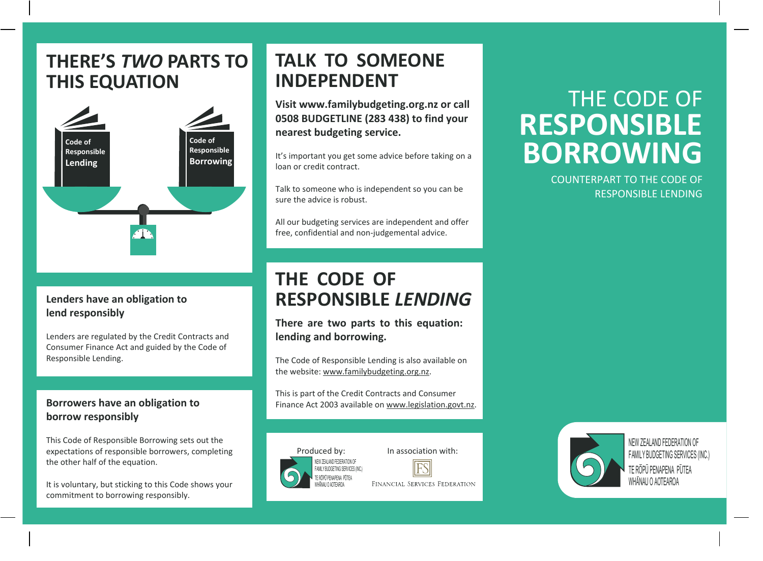# THERE'S *TWO* PARTS TO THIS EQUATION

Code of Responsible **Lending**

Code of Responsible **Borrowing**

### Lenders have an obligation to lend responsibly

Lenders are regulated by the Credit Contracts and Consumer Finance Act and guided by the Code of Responsible Lending.

### Borrowers have an obligation to borrow responsibly

This Code of Responsible Borrowing sets out the expectations of responsible borrowers, completing the other half of the equation.

It is voluntary, but sticking to this Code shows your commitment to borrowing responsibly.

# TALK TO SOMEONE INDEPENDENT

**Visit www.familybudgeting.org.nz or call 0508 BUDGETLINE (283 438) to find your nearest budgeting service.**

It's important you get some advice before taking on a loan or credit contract.

Talk to someone who is independent so you can be sure the advice is robust.

All our budgeting services are independent and offer free, confidential and non-judgemental advice.

# THE CODE OF RESPONSIBLE *LENDING*

**There are two parts to this equation: lending and borrowing.**

The Code of Responsible Lending is also available on the website: www.familybudgeting.org.nz.

This is part of the Credit Contracts and Consumer Finance Act 2003 available on www.legislation.govt.nz.

Produced by: NEW ZEALAND FEDERATION OF FAMILY BUDGETING SERVICES (INC.) TE RŌPŪ PENAPENA PŪTEA WHĀNAU O AOTEAROA

In association with: FINANCIAL SERVICES FEDERATION

# THE CODE OF **RESPONSIBLE BORROWING**

COUNTERPART TO THE CODE OF RESPONSIBLE LENDING

NEW ZEALAND FEDERATION OF FAMILY BUDGETING SERVICES (INC.)
TE RŌPŪ PENAPENA PŪTEA WHĀNAU O AOTEAROA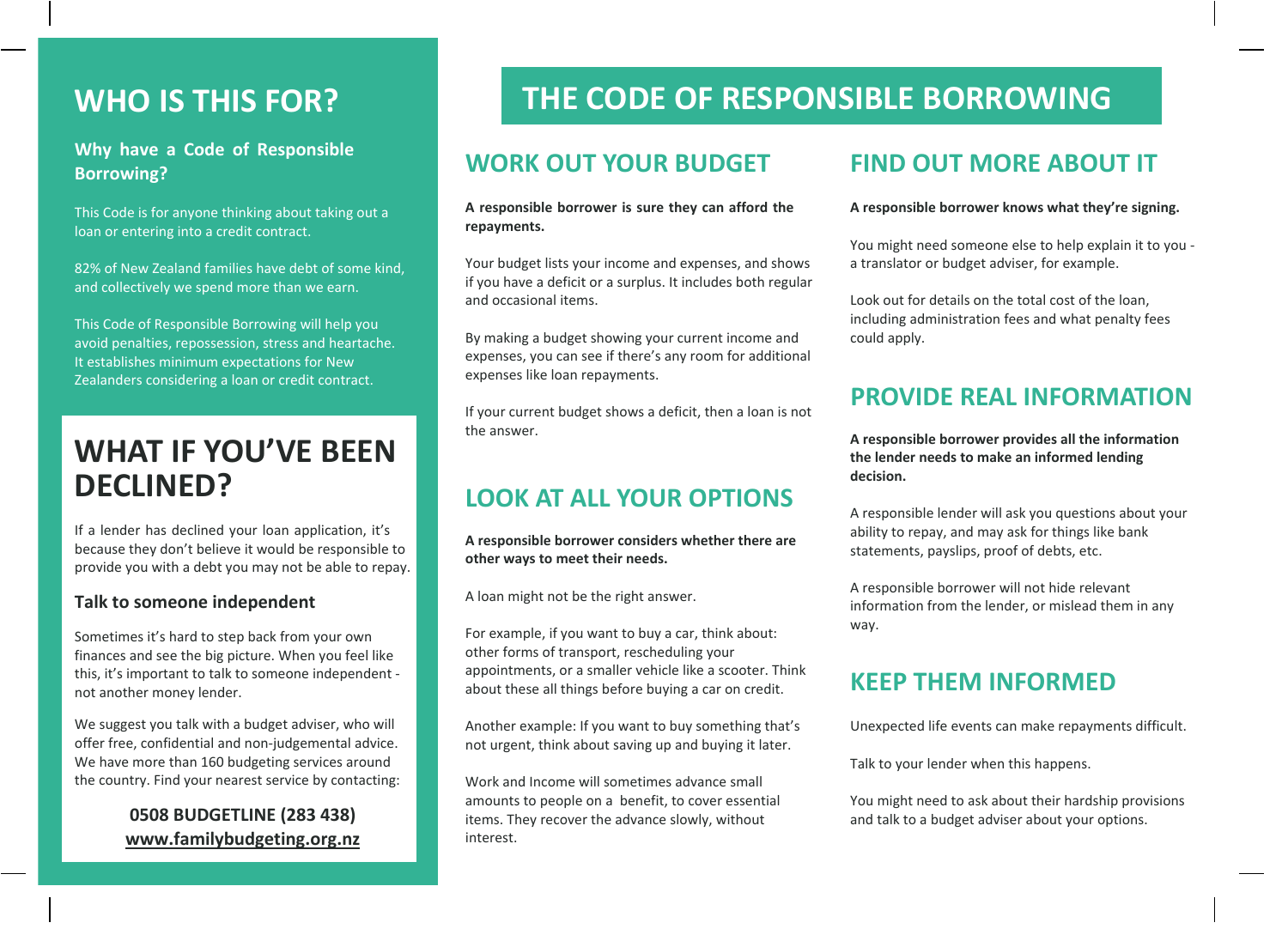## WHO IS THIS FOR?

**Why have a Code of Responsible Borrowing?**

This Code is for anyone thinking about taking out a loan or entering into a credit contract.

82% of New Zealand families have debt of some kind, and collectively we spend more than we earn.

This Code of Responsible Borrowing will help you avoid penalties, repossession, stress and heartache. It establishes minimum expectations for New Zealanders considering a loan or credit contract.

## WHAT IF YOU'VE BEEN DECLINED?

If a lender has declined your loan application, it's because they don't believe it would be responsible to provide you with a debt you may not be able to repay.

### Talk to someone independent

Sometimes it's hard to step back from your own finances and see the big picture. When you feel like this, it's important to talk to someone independent - not another money lender.

We suggest you talk with a budget adviser, who will offer free, confidential and non-judgemental advice. We have more than 160 budgeting services around the country. Find your nearest service by contacting:

**0508 BUDGETLINE (283 438)**
**www.familybudgeting.org.nz**

# THE CODE OF RESPONSIBLE BORROWING

## WORK OUT YOUR BUDGET

**A responsible borrower is sure they can afford the repayments.**

Your budget lists your income and expenses, and shows if you have a deficit or a surplus. It includes both regular and occasional items.

By making a budget showing your current income and expenses, you can see if there's any room for additional expenses like loan repayments.

If your current budget shows a deficit, then a loan is not the answer.

## LOOK AT ALL YOUR OPTIONS

**A responsible borrower considers whether there are other ways to meet their needs.**

A loan might not be the right answer.

For example, if you want to buy a car, think about: other forms of transport, rescheduling your appointments, or a smaller vehicle like a scooter. Think about these all things before buying a car on credit.

Another example: If you want to buy something that's not urgent, think about saving up and buying it later.

Work and Income will sometimes advance small amounts to people on a benefit, to cover essential items. They recover the advance slowly, without interest.

## FIND OUT MORE ABOUT IT

**A responsible borrower knows what they're signing.**

You might need someone else to help explain it to you - a translator or budget adviser, for example.

Look out for details on the total cost of the loan, including administration fees and what penalty fees could apply.

## PROVIDE REAL INFORMATION

**A responsible borrower provides all the information the lender needs to make an informed lending decision.**

A responsible lender will ask you questions about your ability to repay, and may ask for things like bank statements, payslips, proof of debts, etc.

A responsible borrower will not hide relevant information from the lender, or mislead them in any way.

## KEEP THEM INFORMED

Unexpected life events can make repayments difficult.

Talk to your lender when this happens.

You might need to ask about their hardship provisions and talk to a budget adviser about your options.